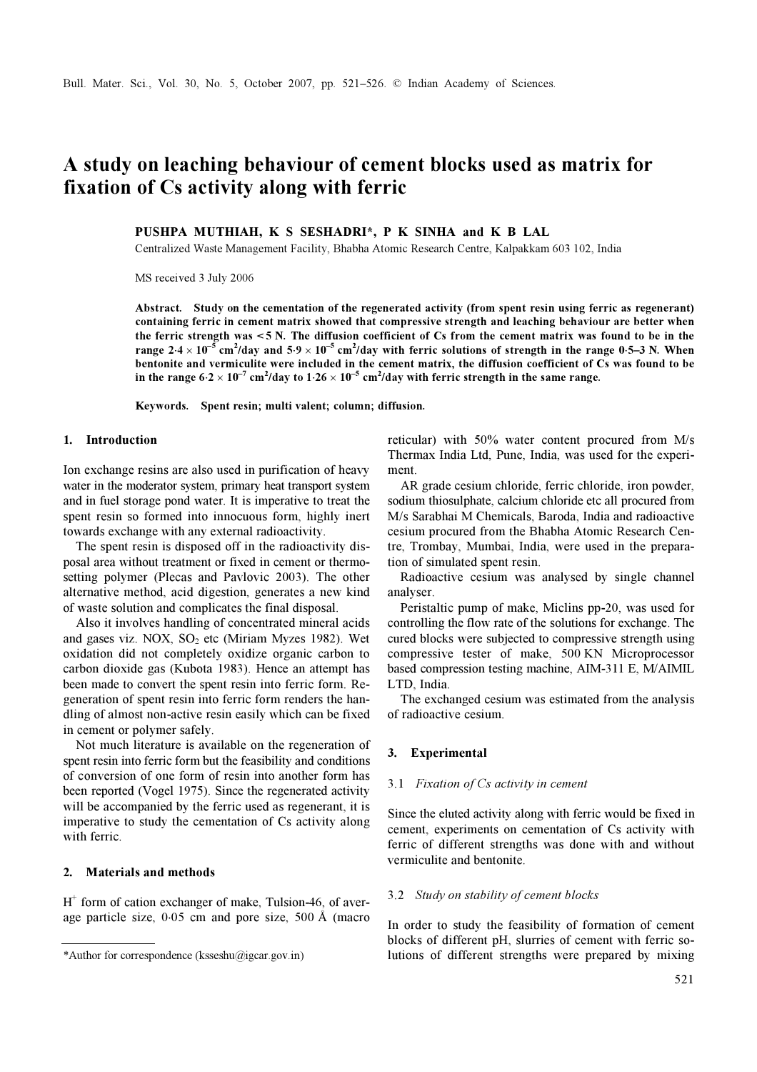# A study on leaching behaviour of cement blocks used as matrix for fixation of Cs activity along with ferric

**PUSHPA MUTHIAH, K S SESHADRI*, P K SINHA and K B LAL**

Centralized Waste Management Facility, Bhabha Atomic Research Centre, Kalpakkam 603 102, India

MS received 3 July 2006

**Abstract.** Study on the cementation of the regenerated activity (from spent resin using ferric as regenerant) containing ferric in cement matrix showed that compressive strength and leaching behaviour are better when the ferric strength was < 5 N. The diffusion coefficient of Cs from the cement matrix was found to be in the range $2{\cdot}4 \times 10^{-5}$ cm$^2$/day and $5{\cdot}9 \times 10^{-5}$ cm$^2$/day with ferric solutions of strength in the range 0·5–3 N. When bentonite and vermiculite were included in the cement matrix, the diffusion coefficient of Cs was found to be in the range $6{\cdot}2 \times 10^{-7}$ cm$^2$/day to $1{\cdot}26 \times 10^{-5}$ cm$^2$/day with ferric strength in the same range.

**Keywords.** Spent resin; multi valent; column; diffusion.

## 1. Introduction

Ion exchange resins are also used in purification of heavy water in the moderator system, primary heat transport system and in fuel storage pond water. It is imperative to treat the spent resin so formed into innocuous form, highly inert towards exchange with any external radioactivity.

The spent resin is disposed off in the radioactivity disposal area without treatment or fixed in cement or thermosetting polymer (Plecas and Pavlovic 2003). The other alternative method, acid digestion, generates a new kind of waste solution and complicates the final disposal.

Also it involves handling of concentrated mineral acids and gases viz. NOX, $SO_2$ etc (Miriam Myzes 1982). Wet oxidation did not completely oxidize organic carbon to carbon dioxide gas (Kubota 1983). Hence an attempt has been made to convert the spent resin into ferric form. Regeneration of spent resin into ferric form renders the handling of almost non-active resin easily which can be fixed in cement or polymer safely.

Not much literature is available on the regeneration of spent resin into ferric form but the feasibility and conditions of conversion of one form of resin into another form has been reported (Vogel 1975). Since the regenerated activity will be accompanied by the ferric used as regenerant, it is imperative to study the cementation of Cs activity along with ferric.

## 2. Materials and methods

$H^+$ form of cation exchanger of make, Tulsion-46, of average particle size, 0·05 cm and pore size, 500 Å (macro reticular) with 50% water content procured from M/s Thermax India Ltd, Pune, India, was used for the experiment.

AR grade cesium chloride, ferric chloride, iron powder, sodium thiosulphate, calcium chloride etc all procured from M/s Sarabhai M Chemicals, Baroda, India and radioactive cesium procured from the Bhabha Atomic Research Centre, Trombay, Mumbai, India, were used in the preparation of simulated spent resin.

Radioactive cesium was analysed by single channel analyser.

Peristaltic pump of make, Miclins pp-20, was used for controlling the flow rate of the solutions for exchange. The cured blocks were subjected to compressive strength using compressive tester of make, 500 KN Microprocessor based compression testing machine, AIM-311 E, M/AIMIL LTD, India.

The exchanged cesium was estimated from the analysis of radioactive cesium.

## 3. Experimental

### 3.1 *Fixation of Cs activity in cement*

Since the eluted activity along with ferric would be fixed in cement, experiments on cementation of Cs activity with ferric of different strengths was done with and without vermiculite and bentonite.

### 3.2 *Study on stability of cement blocks*

In order to study the feasibility of formation of cement blocks of different pH, slurries of cement with ferric solutions of different strengths were prepared by mixing

*Author for correspondence (ksseshu@igcar.gov.in)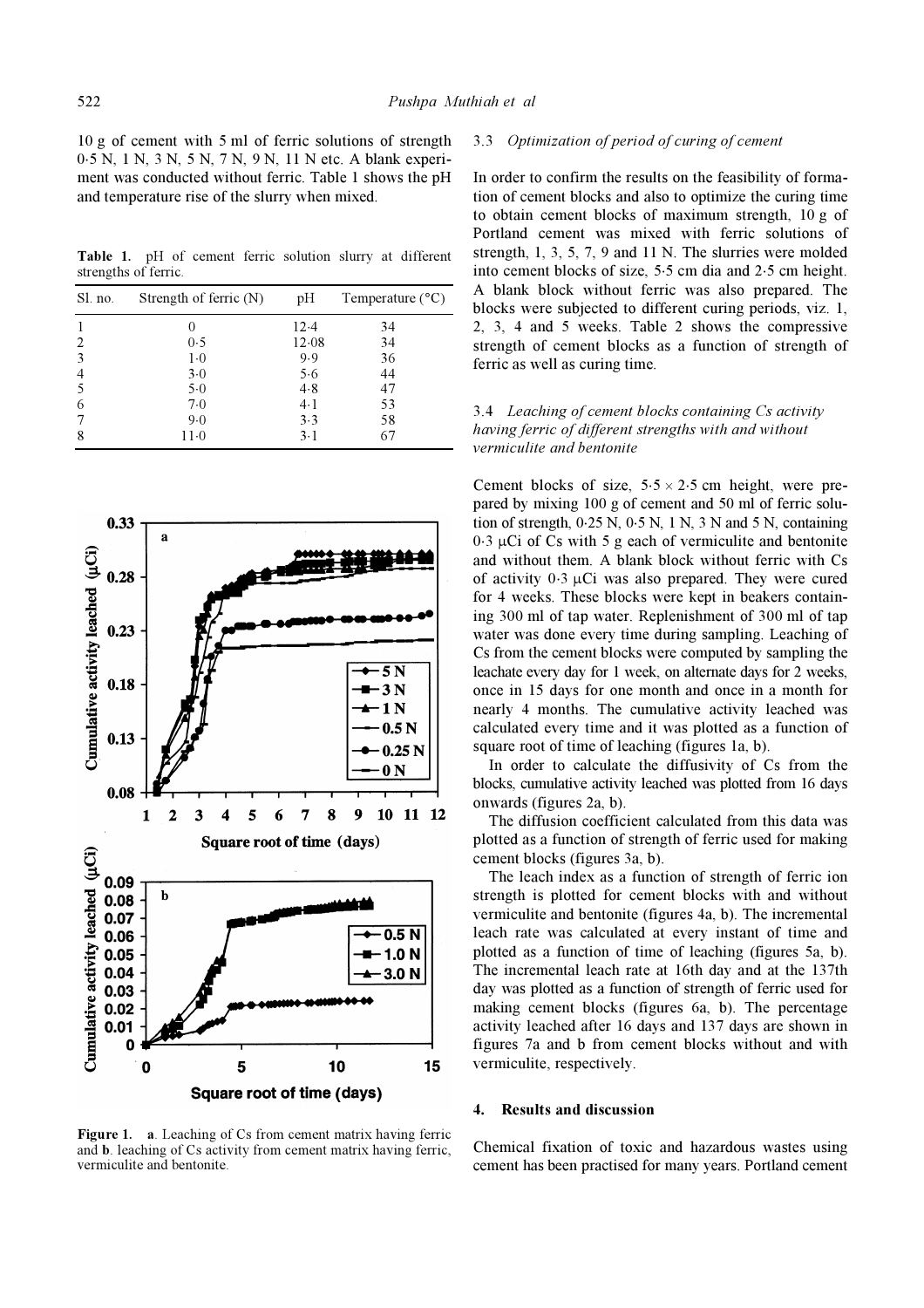10 g of cement with 5 ml of ferric solutions of strength 0·5 N, 1 N, 3 N, 5 N, 7 N, 9 N, 11 N etc. A blank experiment was conducted without ferric. Table 1 shows the pH and temperature rise of the slurry when mixed.

**Table 1.** pH of cement ferric solution slurry at different strengths of ferric.

| Sl. no. | Strength of ferric (N) | pH | Temperature (°C) |
|---|---|---|---|
| 1 | 0 | 12·4 | 34 |
| 2 | 0·5 | 12·08 | 34 |
| 3 | 1·0 | 9·9 | 36 |
| 4 | 3·0 | 5·6 | 44 |
| 5 | 5·0 | 4·8 | 47 |
| 6 | 7·0 | 4·1 | 53 |
| 7 | 9·0 | 3·3 | 58 |
| 8 | 11·0 | 3·1 | 67 |

**Figure 1.** **a**. Leaching of Cs from cement matrix having ferric and **b**. leaching of Cs activity from cement matrix having ferric, vermiculite and bentonite.

### 3.3 *Optimization of period of curing of cement*

In order to confirm the results on the feasibility of formation of cement blocks and also to optimize the curing time to obtain cement blocks of maximum strength, 10 g of Portland cement was mixed with ferric solutions of strength, 1, 3, 5, 7, 9 and 11 N. The slurries were molded into cement blocks of size, 5·5 cm dia and 2·5 cm height. A blank block without ferric was also prepared. The blocks were subjected to different curing periods, viz. 1, 2, 3, 4 and 5 weeks. Table 2 shows the compressive strength of cement blocks as a function of strength of ferric as well as curing time.

### 3.4 *Leaching of cement blocks containing Cs activity having ferric of different strengths with and without vermiculite and bentonite*

Cement blocks of size, 5·5 × 2·5 cm height, were prepared by mixing 100 g of cement and 50 ml of ferric solution of strength, 0·25 N, 0·5 N, 1 N, 3 N and 5 N, containing 0·3 μCi of Cs with 5 g each of vermiculite and bentonite and without them. A blank block without ferric with Cs of activity 0·3 μCi was also prepared. They were cured for 4 weeks. These blocks were kept in beakers containing 300 ml of tap water. Replenishment of 300 ml of tap water was done every time during sampling. Leaching of Cs from the cement blocks were computed by sampling the leachate every day for 1 week, on alternate days for 2 weeks, once in 15 days for one month and once in a month for nearly 4 months. The cumulative activity leached was calculated every time and it was plotted as a function of square root of time of leaching (figures 1a, b).

In order to calculate the diffusivity of Cs from the blocks, cumulative activity leached was plotted from 16 days onwards (figures 2a, b).

The diffusion coefficient calculated from this data was plotted as a function of strength of ferric used for making cement blocks (figures 3a, b).

The leach index as a function of strength of ferric ion strength is plotted for cement blocks with and without vermiculite and bentonite (figures 4a, b). The incremental leach rate was calculated at every instant of time and plotted as a function of time of leaching (figures 5a, b). The incremental leach rate at 16th day and at the 137th day was plotted as a function of strength of ferric used for making cement blocks (figures 6a, b). The percentage activity leached after 16 days and 137 days are shown in figures 7a and b from cement blocks without and with vermiculite, respectively.

## 4. Results and discussion

Chemical fixation of toxic and hazardous wastes using cement has been practised for many years. Portland cement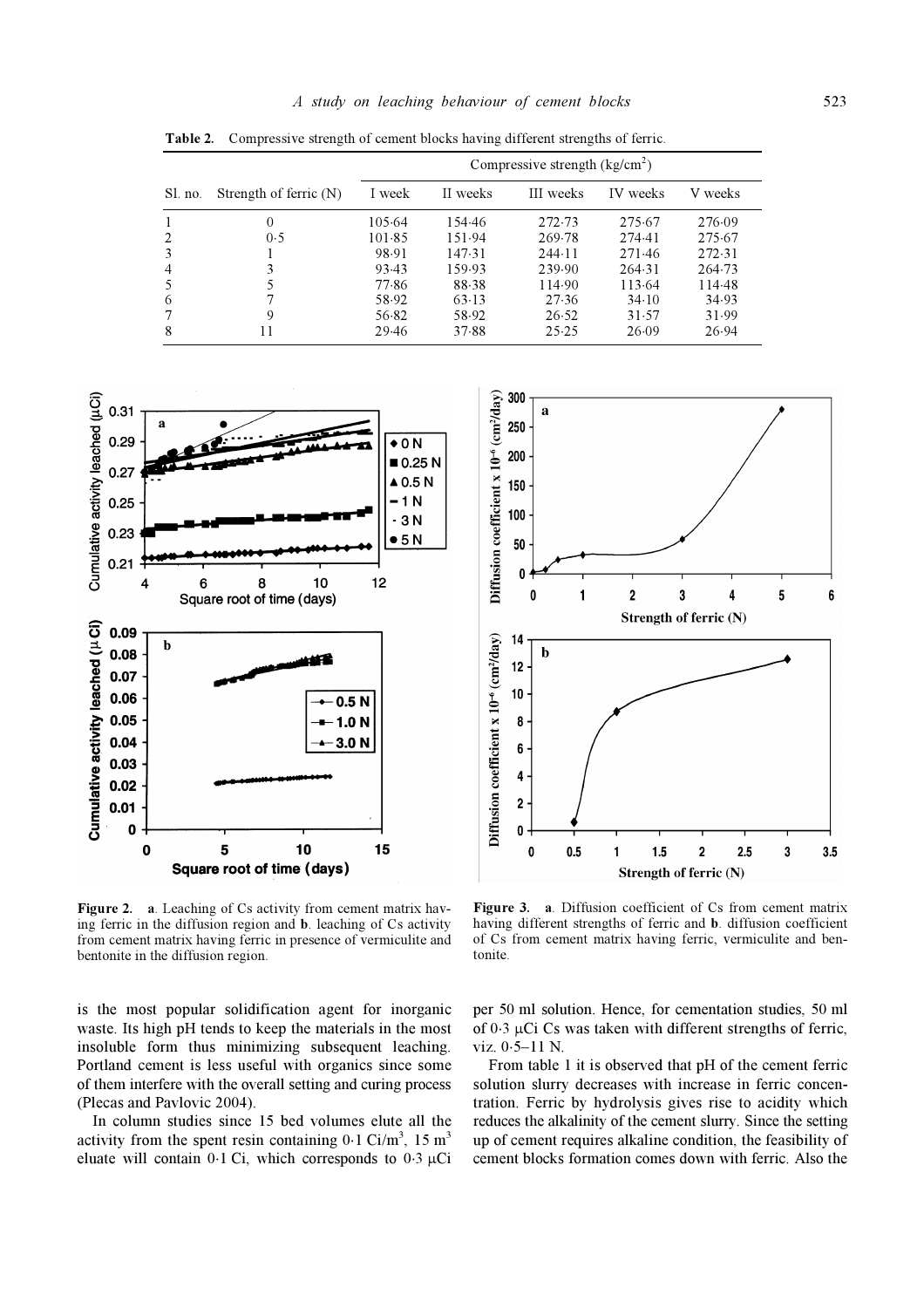**Table 2.** Compressive strength of cement blocks having different strengths of ferric.

| Sl. no. | Strength of ferric (N) | Compressive strength ($kg/cm^2$) | | | | |
|---|---|---|---|---|---|---|
| | | I week | II weeks | III weeks | IV weeks | V weeks |
| 1 | 0 | 105·64 | 154·46 | 272·73 | 275·67 | 276·09 |
| 2 | 0·5 | 101·85 | 151·94 | 269·78 | 274·41 | 275·67 |
| 3 | 1 | 98·91 | 147·31 | 244·11 | 271·46 | 272·31 |
| 4 | 3 | 93·43 | 159·93 | 239·90 | 264·31 | 264·73 |
| 5 | 5 | 77·86 | 88·38 | 114·90 | 113·64 | 114·48 |
| 6 | 7 | 58·92 | 63·13 | 27·36 | 34·10 | 34·93 |
| 7 | 9 | 56·82 | 58·92 | 26·52 | 31·57 | 31·99 |
| 8 | 11 | 29·46 | 37·88 | 25·25 | 26·09 | 26·94 |

**Figure 2.** **a**. Leaching of Cs activity from cement matrix having ferric in the diffusion region and **b**. leaching of Cs activity from cement matrix having ferric in presence of vermiculite and bentonite in the diffusion region.

**Figure 3.** **a**. Diffusion coefficient of Cs from cement matrix having different strengths of ferric and **b**. diffusion coefficient of Cs from cement matrix having ferric, vermiculite and bentonite.

is the most popular solidification agent for inorganic waste. Its high pH tends to keep the materials in the most insoluble form thus minimizing subsequent leaching. Portland cement is less useful with organics since some of them interfere with the overall setting and curing process (Plecas and Pavlovic 2004).

In column studies since 15 bed volumes elute all the activity from the spent resin containing 0·1 $Ci/m^3$, 15 $m^3$ eluate will contain 0·1 Ci, which corresponds to 0·3 μCi per 50 ml solution. Hence, for cementation studies, 50 ml of 0·3 μCi Cs was taken with different strengths of ferric, viz. 0·5–11 N.

From table 1 it is observed that pH of the cement ferric solution slurry decreases with increase in ferric concentration. Ferric by hydrolysis gives rise to acidity which reduces the alkalinity of the cement slurry. Since the setting up of cement requires alkaline condition, the feasibility of cement blocks formation comes down with ferric. Also the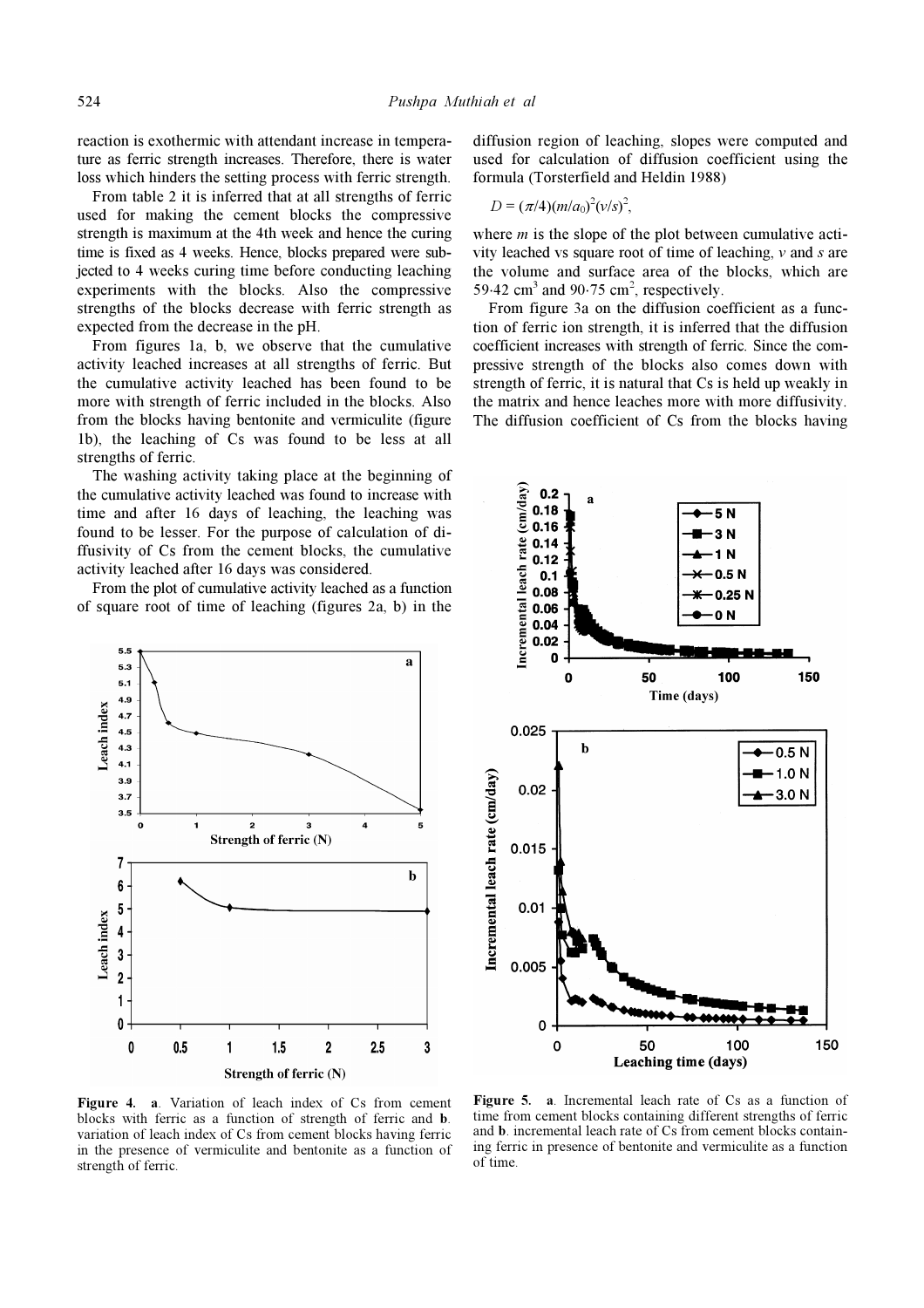reaction is exothermic with attendant increase in temperature as ferric strength increases. Therefore, there is water loss which hinders the setting process with ferric strength.

From table 2 it is inferred that at all strengths of ferric used for making the cement blocks the compressive strength is maximum at the 4th week and hence the curing time is fixed as 4 weeks. Hence, blocks prepared were subjected to 4 weeks curing time before conducting leaching experiments with the blocks. Also the compressive strengths of the blocks decrease with ferric strength as expected from the decrease in the pH.

From figures 1a, b, we observe that the cumulative activity leached increases at all strengths of ferric. But the cumulative activity leached has been found to be more with strength of ferric included in the blocks. Also from the blocks having bentonite and vermiculite (figure 1b), the leaching of Cs was found to be less at all strengths of ferric.

The washing activity taking place at the beginning of the cumulative activity leached was found to increase with time and after 16 days of leaching, the leaching was found to be lesser. For the purpose of calculation of diffusivity of Cs from the cement blocks, the cumulative activity leached after 16 days was considered.

From the plot of cumulative activity leached as a function of square root of time of leaching (figures 2a, b) in the diffusion region of leaching, slopes were computed and used for calculation of diffusion coefficient using the formula (Torsterfield and Heldin 1988)

$$D = (\pi/4)(m/a_0)^2(v/s)^2,$$

where $m$ is the slope of the plot between cumulative activity leached vs square root of time of leaching, $v$ and $s$ are the volume and surface area of the blocks, which are 59·42 $cm^3$ and 90·75 $cm^2$, respectively.

From figure 3a on the diffusion coefficient as a function of ferric ion strength, it is inferred that the diffusion coefficient increases with strength of ferric. Since the compressive strength of the blocks also comes down with strength of ferric, it is natural that Cs is held up weakly in the matrix and hence leaches more with more diffusivity. The diffusion coefficient of Cs from the blocks having

**Figure 4.** **a**. Variation of leach index of Cs from cement blocks with ferric as a function of strength of ferric and **b**. variation of leach index of Cs from cement blocks having ferric in the presence of vermiculite and bentonite as a function of strength of ferric.

**Figure 5.** **a**. Incremental leach rate of Cs as a function of time from cement blocks containing different strengths of ferric and **b**. incremental leach rate of Cs from cement blocks containing ferric in presence of bentonite and vermiculite as a function of time.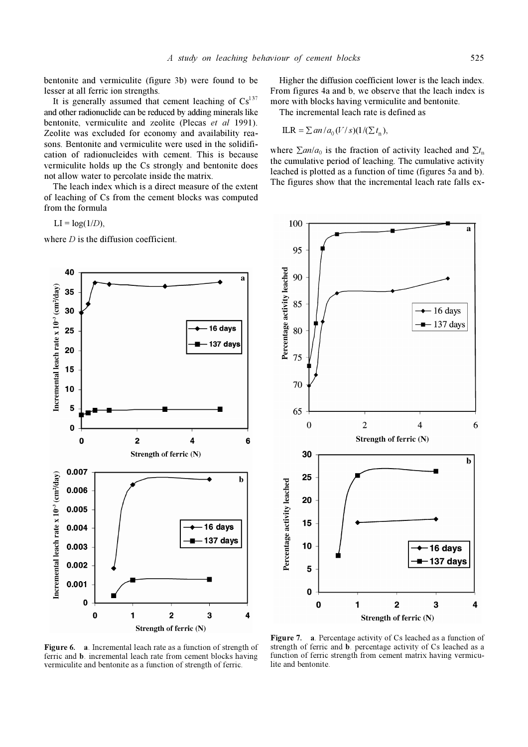bentonite and vermiculite (figure 3b) were found to be lesser at all ferric ion strengths.

It is generally assumed that cement leaching of $Cs^{137}$ and other radionuclide can be reduced by adding minerals like bentonite, vermiculite and zeolite (Plecas *et al* 1991). Zeolite was excluded for economy and availability reasons. Bentonite and vermiculite were used in the solidification of radionucleides with cement. This is because vermiculite holds up the Cs strongly and bentonite does not allow water to percolate inside the matrix.

The leach index which is a direct measure of the extent of leaching of Cs from the cement blocks was computed from the formula

$$LI = \log(1/D),$$

where $D$ is the diffusion coefficient.

Higher the diffusion coefficient lower is the leach index. From figures 4a and b, we observe that the leach index is more with blocks having vermiculite and bentonite.

The incremental leach rate is defined as

$$ILR = \sum an/a_0 (V/s)(1/(\sum t_n)),$$

where $\sum an/a_0$ is the fraction of activity leached and $\sum t_n$ the cumulative period of leaching. The cumulative activity leached is plotted as a function of time (figures 5a and b). The figures show that the incremental leach rate falls ex-

**Figure 6.** **a**. Incremental leach rate as a function of strength of ferric and **b**. incremental leach rate from cement blocks having vermiculite and bentonite as a function of strength of ferric.

**Figure 7.** **a**. Percentage activity of Cs leached as a function of strength of ferric and **b**. percentage activity of Cs leached as a function of ferric strength from cement matrix having vermiculite and bentonite.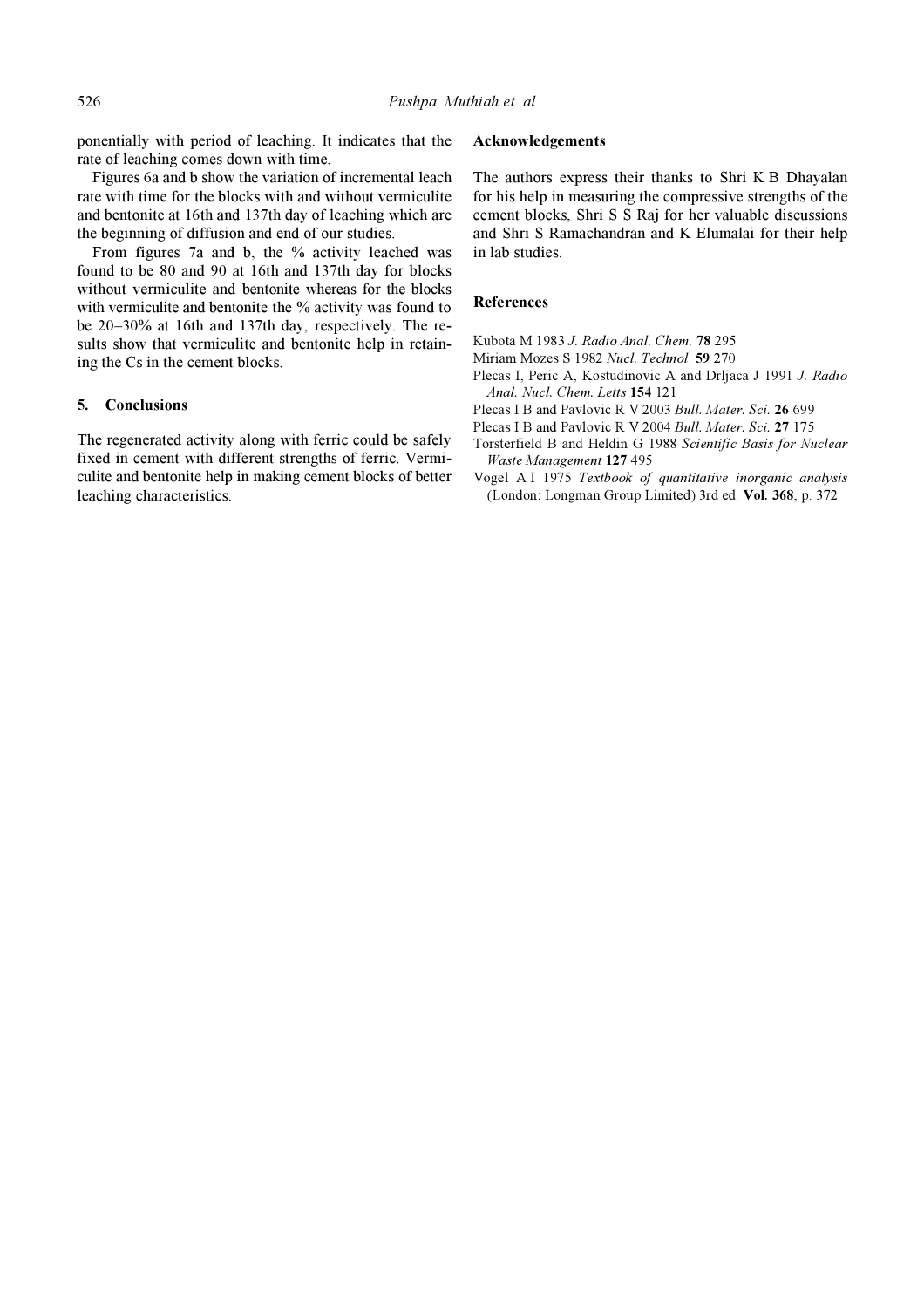ponentially with period of leaching. It indicates that the rate of leaching comes down with time.

Figures 6a and b show the variation of incremental leach rate with time for the blocks with and without vermiculite and bentonite at 16th and 137th day of leaching which are the beginning of diffusion and end of our studies.

From figures 7a and b, the % activity leached was found to be 80 and 90 at 16th and 137th day for blocks without vermiculite and bentonite whereas for the blocks with vermiculite and bentonite the % activity was found to be 20–30% at 16th and 137th day, respectively. The results show that vermiculite and bentonite help in retaining the Cs in the cement blocks.

## 5. Conclusions

The regenerated activity along with ferric could be safely fixed in cement with different strengths of ferric. Vermiculite and bentonite help in making cement blocks of better leaching characteristics.

## Acknowledgements

The authors express their thanks to Shri K B Dhayalan for his help in measuring the compressive strengths of the cement blocks, Shri S S Raj for her valuable discussions and Shri S Ramachandran and K Elumalai for their help in lab studies.

## References

Kubota M 1983 *J. Radio Anal. Chem.* **78** 295

Miriam Mozes S 1982 *Nucl. Technol.* **59** 270

Plecas I, Peric A, Kostudinovic A and Drljaca J 1991 *J. Radio Anal. Nucl. Chem. Letts* **154** 121

Plecas I B and Pavlovic R V 2003 *Bull. Mater. Sci.* **26** 699

Plecas I B and Pavlovic R V 2004 *Bull. Mater. Sci.* **27** 175

Torsterfield B and Heldin G 1988 *Scientific Basis for Nuclear Waste Management* **127** 495

Vogel A I 1975 *Textbook of quantitative inorganic analysis* (London: Longman Group Limited) 3rd ed. **Vol. 368**, p. 372